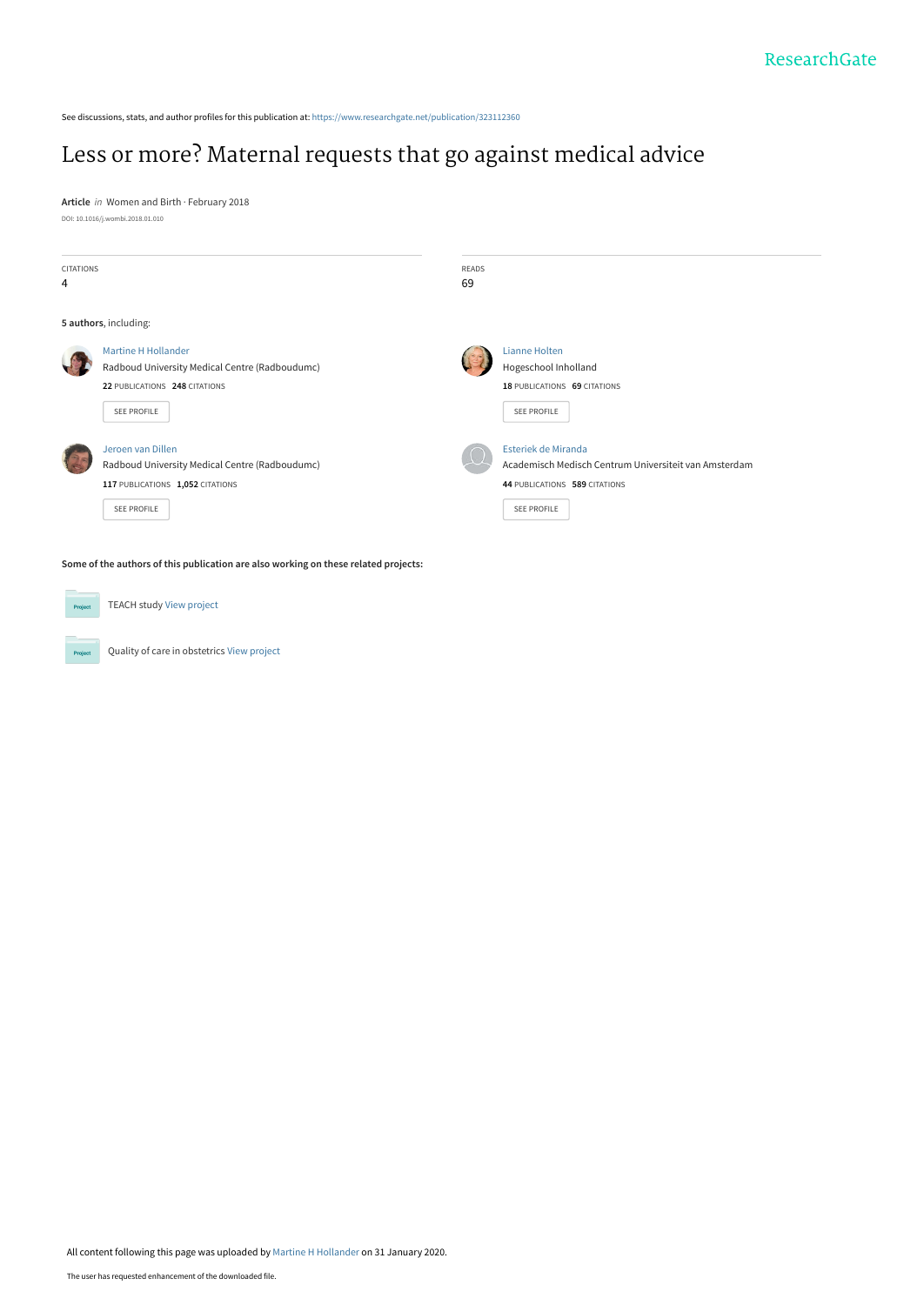See discussions, stats, and author profiles for this publication at: https://www.researchgate.net/publication/323112360

# Less or more? Maternal requests that go against medical advice

**Article** *in* Women and Birth · February 2018

DOI: 10.1016/j.wombi.2018.01.010

CITATIONS
4

READS
69

**5 authors**, including:

Martine H Hollander
Radboud University Medical Centre (Radboudumc)
**22** PUBLICATIONS **248** CITATIONS

SEE PROFILE

Lianne Holten
Hogeschool Inholland
**18** PUBLICATIONS **69** CITATIONS

SEE PROFILE

Jeroen van Dillen
Radboud University Medical Centre (Radboudumc)
**117** PUBLICATIONS **1,052** CITATIONS

SEE PROFILE

Esteriek de Miranda
Academisch Medisch Centrum Universiteit van Amsterdam
**44** PUBLICATIONS **589** CITATIONS

SEE PROFILE

**Some of the authors of this publication are also working on these related projects:**

TEACH study View project

Quality of care in obstetrics View project

All content following this page was uploaded by Martine H Hollander on 31 January 2020.

The user has requested enhancement of the downloaded file.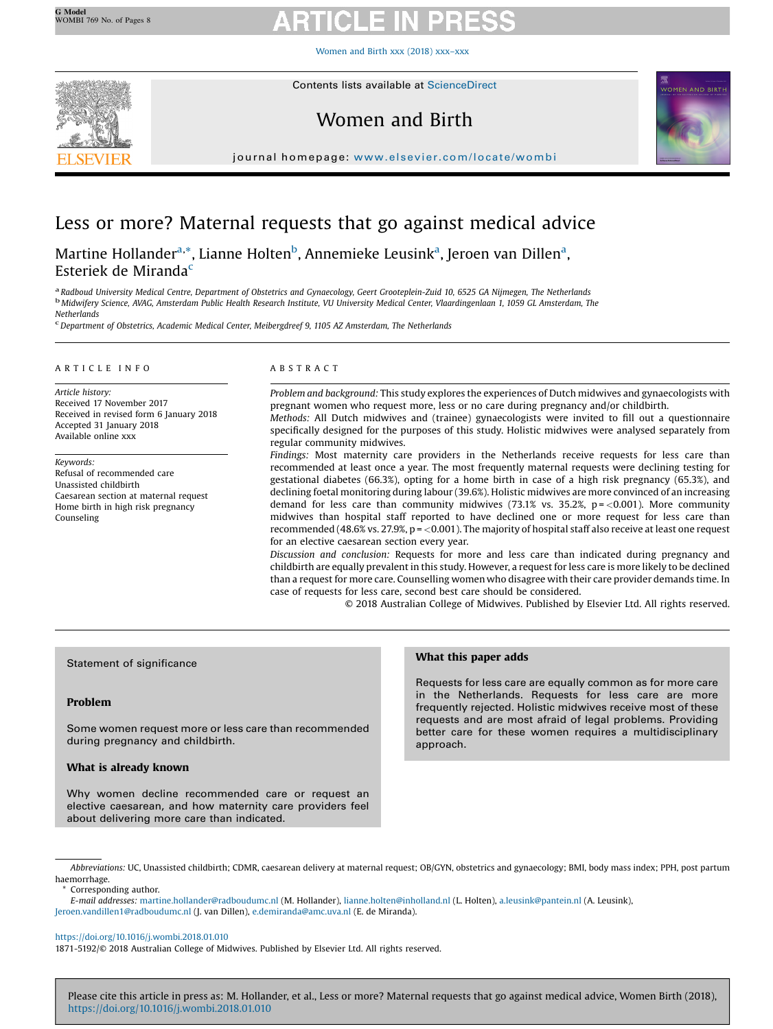# Less or more? Maternal requests that go against medical advice

Martine Hollander[a,*], Lianne Holten[b], Annemieke Leusink[a], Jeroen van Dillen[a], Esteriek de Miranda[c]

[a] Radboud University Medical Centre, Department of Obstetrics and Gynaecology, Geert Grooteplein-Zuid 10, 6525 GA Nijmegen, The Netherlands
[b] Midwifery Science, AVAG, Amsterdam Public Health Research Institute, VU University Medical Center, Vlaardingenlaan 1, 1059 GL Amsterdam, The Netherlands
[c] Department of Obstetrics, Academic Medical Center, Meibergdreef 9, 1105 AZ Amsterdam, The Netherlands

## ARTICLE INFO

*Article history:*
Received 17 November 2017
Received in revised form 6 January 2018
Accepted 31 January 2018
Available online xxx

*Keywords:*
Refusal of recommended care
Unassisted childbirth
Caesarean section at maternal request
Home birth in high risk pregnancy
Counseling

## ABSTRACT

*Problem and background:* This study explores the experiences of Dutch midwives and gynaecologists with pregnant women who request more, less or no care during pregnancy and/or childbirth.

*Methods:* All Dutch midwives and (trainee) gynaecologists were invited to fill out a questionnaire specifically designed for the purposes of this study. Holistic midwives were analysed separately from regular community midwives.

*Findings:* Most maternity care providers in the Netherlands receive requests for less care than recommended at least once a year. The most frequently maternal requests were declining testing for gestational diabetes (66.3%), opting for a home birth in case of a high risk pregnancy (65.3%), and declining foetal monitoring during labour (39.6%). Holistic midwives are more convinced of an increasing demand for less care than community midwives (73.1% vs. 35.2%, $p = <0.001$). More community midwives than hospital staff reported to have declined one or more request for less care than recommended (48.6% vs. 27.9%, $p = <0.001$). The majority of hospital staff also receive at least one request for an elective caesarean section every year.

*Discussion and conclusion:* Requests for more and less care than indicated during pregnancy and childbirth are equally prevalent in this study. However, a request for less care is more likely to be declined than a request for more care. Counselling women who disagree with their care provider demands time. In case of requests for less care, second best care should be considered.

© 2018 Australian College of Midwives. Published by Elsevier Ltd. All rights reserved.

### Statement of significance

**Problem**

Some women request more or less care than recommended during pregnancy and childbirth.

**What is already known**

Why women decline recommended care or request an elective caesarean, and how maternity care providers feel about delivering more care than indicated.

**What this paper adds**

Requests for less care are equally common as for more care in the Netherlands. Requests for less care are more frequently rejected. Holistic midwives receive most of these requests and are most afraid of legal problems. Providing better care for these women requires a multidisciplinary approach.

*Abbreviations:* UC, Unassisted childbirth; CDMR, caesarean delivery at maternal request; OB/GYN, obstetrics and gynaecology; BMI, body mass index; PPH, post partum haemorrhage.

\* Corresponding author.

*E-mail addresses:* martine.hollander@radboudumc.nl (M. Hollander), lianne.holten@inholland.nl (L. Holten), a.leusink@pantein.nl (A. Leusink), Jeroen.vandillen1@radboudumc.nl (J. van Dillen), e.demiranda@amc.uva.nl (E. de Miranda).

https://doi.org/10.1016/j.wombi.2018.01.010
1871-5192/© 2018 Australian College of Midwives. Published by Elsevier Ltd. All rights reserved.

Please cite this article in press as: M. Hollander, et al., Less or more? Maternal requests that go against medical advice, Women Birth (2018), https://doi.org/10.1016/j.wombi.2018.01.010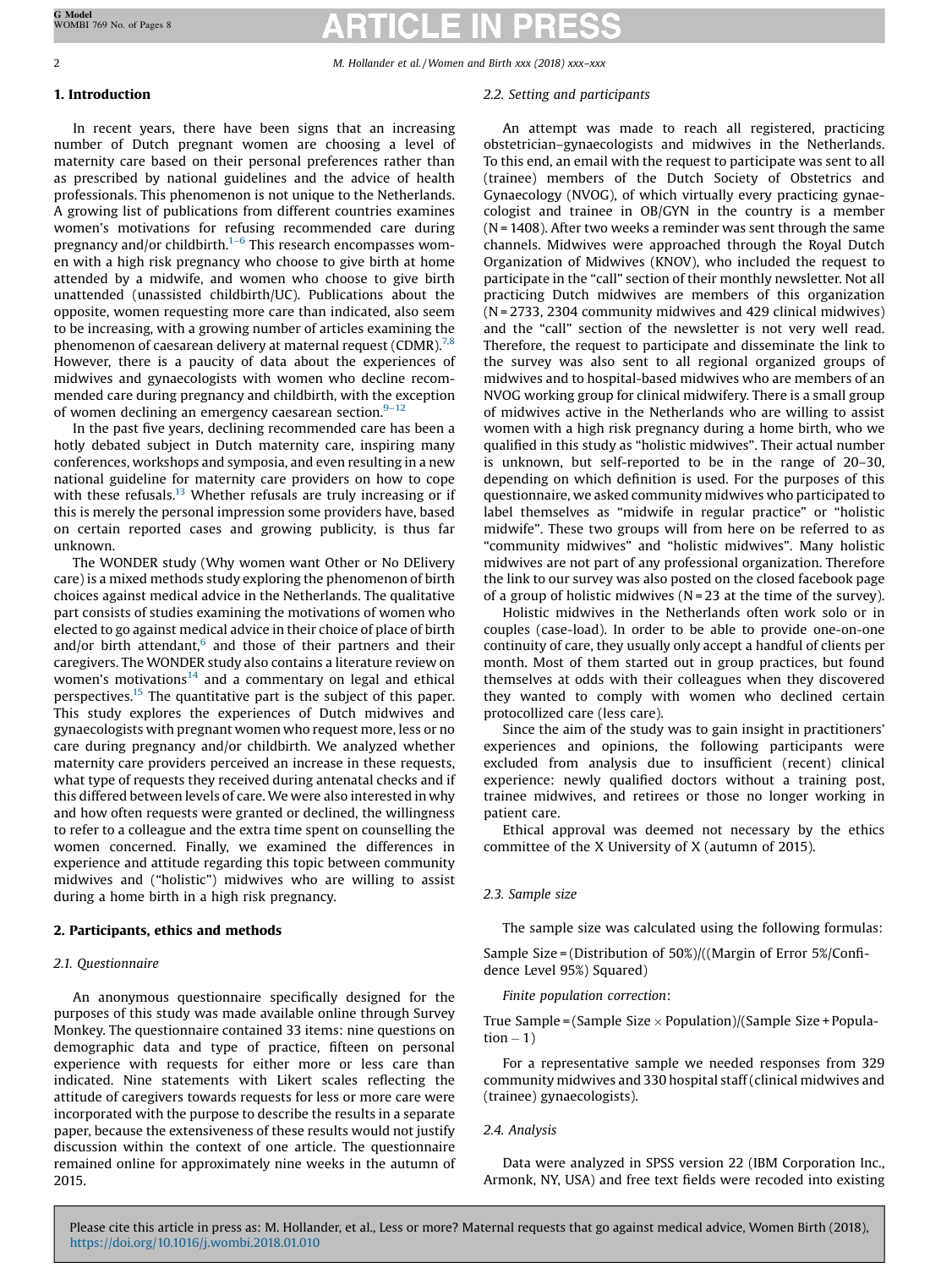## 1. Introduction

In recent years, there have been signs that an increasing number of Dutch pregnant women are choosing a level of maternity care based on their personal preferences rather than as prescribed by national guidelines and the advice of health professionals. This phenomenon is not unique to the Netherlands. A growing list of publications from different countries examines women's motivations for refusing recommended care during pregnancy and/or childbirth.[1–6] This research encompasses women with a high risk pregnancy who choose to give birth at home attended by a midwife, and women who choose to give birth unattended (unassisted childbirth/UC). Publications about the opposite, women requesting more care than indicated, also seem to be increasing, with a growing number of articles examining the phenomenon of caesarean delivery at maternal request (CDMR).[7,8] However, there is a paucity of data about the experiences of midwives and gynaecologists with women who decline recommended care during pregnancy and childbirth, with the exception of women declining an emergency caesarean section.[9–12]

In the past five years, declining recommended care has been a hotly debated subject in Dutch maternity care, inspiring many conferences, workshops and symposia, and even resulting in a new national guideline for maternity care providers on how to cope with these refusals.[13] Whether refusals are truly increasing or if this is merely the personal impression some providers have, based on certain reported cases and growing publicity, is thus far unknown.

The WONDER study (Why women want Other or No DElivery care) is a mixed methods study exploring the phenomenon of birth choices against medical advice in the Netherlands. The qualitative part consists of studies examining the motivations of women who elected to go against medical advice in their choice of place of birth and/or birth attendant,[6] and those of their partners and their caregivers. The WONDER study also contains a literature review on women's motivations[14] and a commentary on legal and ethical perspectives.[15] The quantitative part is the subject of this paper. This study explores the experiences of Dutch midwives and gynaecologists with pregnant women who request more, less or no care during pregnancy and/or childbirth. We analyzed whether maternity care providers perceived an increase in these requests, what type of requests they received during antenatal checks and if this differed between levels of care. We were also interested in why and how often requests were granted or declined, the willingness to refer to a colleague and the extra time spent on counselling the women concerned. Finally, we examined the differences in experience and attitude regarding this topic between community midwives and ("holistic") midwives who are willing to assist during a home birth in a high risk pregnancy.

## 2. Participants, ethics and methods

### 2.1. Questionnaire

An anonymous questionnaire specifically designed for the purposes of this study was made available online through Survey Monkey. The questionnaire contained 33 items: nine questions on demographic data and type of practice, fifteen on personal experience with requests for either more or less care than indicated. Nine statements with Likert scales reflecting the attitude of caregivers towards requests for less or more care were incorporated with the purpose to describe the results in a separate paper, because the extensiveness of these results would not justify discussion within the context of one article. The questionnaire remained online for approximately nine weeks in the autumn of 2015.

### 2.2. Setting and participants

An attempt was made to reach all registered, practicing obstetrician–gynaecologists and midwives in the Netherlands. To this end, an email with the request to participate was sent to all (trainee) members of the Dutch Society of Obstetrics and Gynaecology (NVOG), of which virtually every practicing gynaecologist and trainee in OB/GYN in the country is a member (N = 1408). After two weeks a reminder was sent through the same channels. Midwives were approached through the Royal Dutch Organization of Midwives (KNOV), who included the request to participate in the "call" section of their monthly newsletter. Not all practicing Dutch midwives are members of this organization (N = 2733, 2304 community midwives and 429 clinical midwives) and the "call" section of the newsletter is not very well read. Therefore, the request to participate and disseminate the link to the survey was also sent to all regional organized groups of midwives and to hospital-based midwives who are members of an NVOG working group for clinical midwifery. There is a small group of midwives active in the Netherlands who are willing to assist women with a high risk pregnancy during a home birth, who we qualified in this study as "holistic midwives". Their actual number is unknown, but self-reported to be in the range of 20–30, depending on which definition is used. For the purposes of this questionnaire, we asked community midwives who participated to label themselves as "midwife in regular practice" or "holistic midwife". These two groups will from here on be referred to as "community midwives" and "holistic midwives". Many holistic midwives are not part of any professional organization. Therefore the link to our survey was also posted on the closed facebook page of a group of holistic midwives (N = 23 at the time of the survey).

Holistic midwives in the Netherlands often work solo or in couples (case-load). In order to be able to provide one-on-one continuity of care, they usually only accept a handful of clients per month. Most of them started out in group practices, but found themselves at odds with their colleagues when they discovered they wanted to comply with women who declined certain protocollized care (less care).

Since the aim of the study was to gain insight in practitioners' experiences and opinions, the following participants were excluded from analysis due to insufficient (recent) clinical experience: newly qualified doctors without a training post, trainee midwives, and retirees or those no longer working in patient care.

Ethical approval was deemed not necessary by the ethics committee of the X University of X (autumn of 2015).

### 2.3. Sample size

The sample size was calculated using the following formulas:

Sample Size = (Distribution of 50%)/((Margin of Error 5%/Confidence Level 95%) Squared)

*Finite population correction*:

True Sample = (Sample Size × Population)/(Sample Size + Population − 1)

For a representative sample we needed responses from 329 community midwives and 330 hospital staff (clinical midwives and (trainee) gynaecologists).

### 2.4. Analysis

Data were analyzed in SPSS version 22 (IBM Corporation Inc., Armonk, NY, USA) and free text fields were recoded into existing

Please cite this article in press as: M. Hollander, et al., Less or more? Maternal requests that go against medical advice, Women Birth (2018), https://doi.org/10.1016/j.wombi.2018.01.010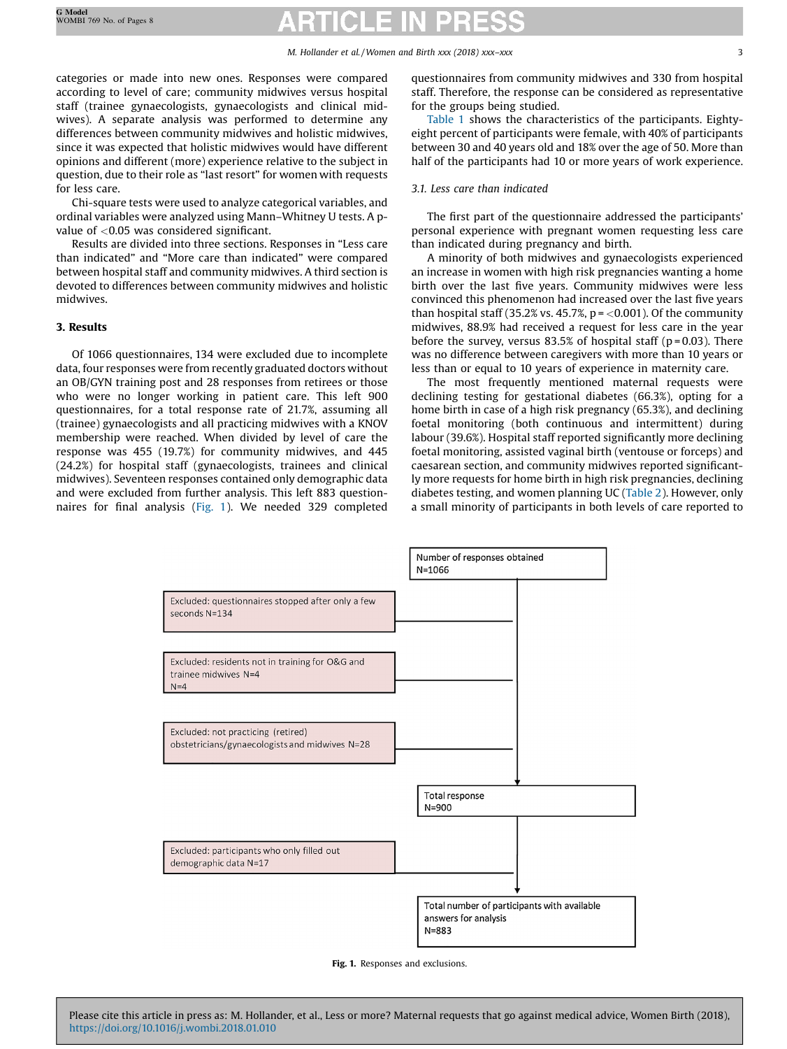categories or made into new ones. Responses were compared according to level of care; community midwives versus hospital staff (trainee gynaecologists, gynaecologists and clinical midwives). A separate analysis was performed to determine any differences between community midwives and holistic midwives, since it was expected that holistic midwives would have different opinions and different (more) experience relative to the subject in question, due to their role as "last resort" for women with requests for less care.

Chi-square tests were used to analyze categorical variables, and ordinal variables were analyzed using Mann–Whitney U tests. A p-value of <0.05 was considered significant.

Results are divided into three sections. Responses in "Less care than indicated" and "More care than indicated" were compared between hospital staff and community midwives. A third section is devoted to differences between community midwives and holistic midwives.

## 3. Results

Of 1066 questionnaires, 134 were excluded due to incomplete data, four responses were from recently graduated doctors without an OB/GYN training post and 28 responses from retirees or those who were no longer working in patient care. This left 900 questionnaires, for a total response rate of 21.7%, assuming all (trainee) gynaecologists and all practicing midwives with a KNOV membership were reached. When divided by level of care the response was 455 (19.7%) for community midwives, and 445 (24.2%) for hospital staff (gynaecologists, trainees and clinical midwives). Seventeen responses contained only demographic data and were excluded from further analysis. This left 883 questionnaires for final analysis (Fig. 1). We needed 329 completed questionnaires from community midwives and 330 from hospital staff. Therefore, the response can be considered as representative for the groups being studied.

Table 1 shows the characteristics of the participants. Eighty-eight percent of participants were female, with 40% of participants between 30 and 40 years old and 18% over the age of 50. More than half of the participants had 10 or more years of work experience.

### 3.1. Less care than indicated

The first part of the questionnaire addressed the participants' personal experience with pregnant women requesting less care than indicated during pregnancy and birth.

A minority of both midwives and gynaecologists experienced an increase in women with high risk pregnancies wanting a home birth over the last five years. Community midwives were less convinced this phenomenon had increased over the last five years than hospital staff (35.2% vs. 45.7%, p = <0.001). Of the community midwives, 88.9% had received a request for less care in the year before the survey, versus 83.5% of hospital staff (p = 0.03). There was no difference between caregivers with more than 10 years or less than or equal to 10 years of experience in maternity care.

The most frequently mentioned maternal requests were declining testing for gestational diabetes (66.3%), opting for a home birth in case of a high risk pregnancy (65.3%), and declining foetal monitoring (both continuous and intermittent) during labour (39.6%). Hospital staff reported significantly more declining foetal monitoring, assisted vaginal birth (ventouse or forceps) and caesarean section, and community midwives reported significantly more requests for home birth in high risk pregnancies, declining diabetes testing, and women planning UC (Table 2). However, only a small minority of participants in both levels of care reported to

Number of responses obtained N=1066

Excluded: questionnaires stopped after only a few seconds N=134

Excluded: residents not in training for O&G and trainee midwives N=4 N=4

Excluded: not practicing (retired) obstetricians/gynaecologists and midwives N=28

Total response N=900

Excluded: participants who only filled out demographic data N=17

Total number of participants with available answers for analysis N=883

**Fig. 1.** Responses and exclusions.

Please cite this article in press as: M. Hollander, et al., Less or more? Maternal requests that go against medical advice, Women Birth (2018), https://doi.org/10.1016/j.wombi.2018.01.010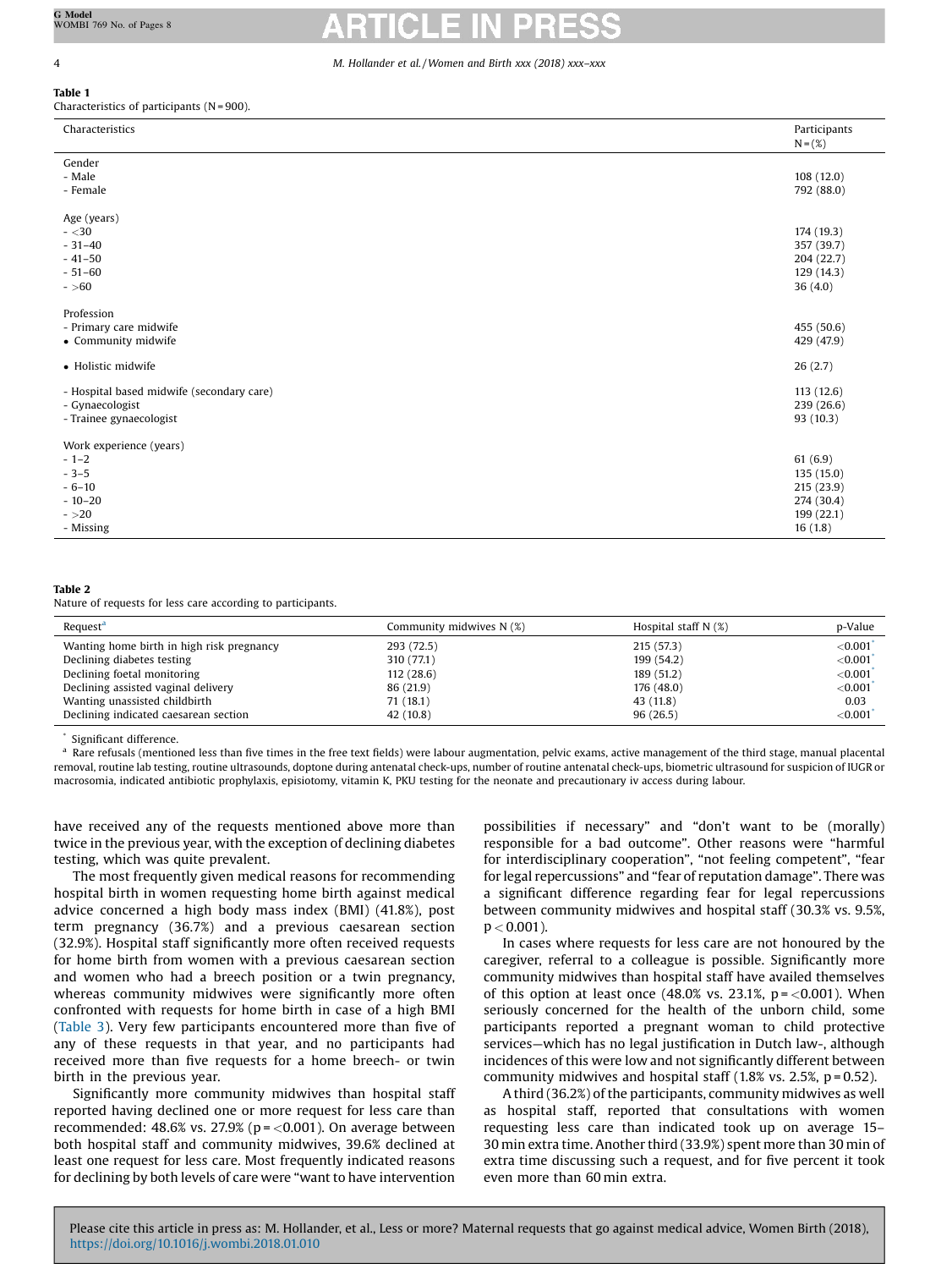**Table 1**
Characteristics of participants (N = 900).

| Characteristics | Participants N = (%) |
|---|---|
| Gender | |
| - Male | 108 (12.0) |
| - Female | 792 (88.0) |
| Age (years) | |
| - <30 | 174 (19.3) |
| - 31–40 | 357 (39.7) |
| - 41–50 | 204 (22.7) |
| - 51–60 | 129 (14.3) |
| - >60 | 36 (4.0) |
| Profession | |
| - Primary care midwife | 455 (50.6) |
| • Community midwife | 429 (47.9) |
| • Holistic midwife | 26 (2.7) |
| - Hospital based midwife (secondary care) | 113 (12.6) |
| - Gynaecologist | 239 (26.6) |
| - Trainee gynaecologist | 93 (10.3) |
| Work experience (years) | |
| - 1–2 | 61 (6.9) |
| - 3–5 | 135 (15.0) |
| - 6–10 | 215 (23.9) |
| - 10–20 | 274 (30.4) |
| - >20 | 199 (22.1) |
| - Missing | 16 (1.8) |

**Table 2**
Nature of requests for less care according to participants.

| Request[a] | Community midwives N (%) | Hospital staff N (%) | p-Value |
|---|---|---|---|
| Wanting home birth in high risk pregnancy | 293 (72.5) | 215 (57.3) | <0.001[*] |
| Declining diabetes testing | 310 (77.1) | 199 (54.2) | <0.001[*] |
| Declining foetal monitoring | 112 (28.6) | 189 (51.2) | <0.001[*] |
| Declining assisted vaginal delivery | 86 (21.9) | 176 (48.0) | <0.001[*] |
| Wanting unassisted childbirth | 71 (18.1) | 43 (11.8) | 0.03 |
| Declining indicated caesarean section | 42 (10.8) | 96 (26.5) | <0.001[*] |

[*] Significant difference.

[a] Rare refusals (mentioned less than five times in the free text fields) were labour augmentation, pelvic exams, active management of the third stage, manual placental removal, routine lab testing, routine ultrasounds, doptone during antenatal check-ups, number of routine antenatal check-ups, biometric ultrasound for suspicion of IUGR or macrosomia, indicated antibiotic prophylaxis, episiotomy, vitamin K, PKU testing for the neonate and precautionary iv access during labour.

have received any of the requests mentioned above more than twice in the previous year, with the exception of declining diabetes testing, which was quite prevalent.

The most frequently given medical reasons for recommending hospital birth in women requesting home birth against medical advice concerned a high body mass index (BMI) (41.8%), post term pregnancy (36.7%) and a previous caesarean section (32.9%). Hospital staff significantly more often received requests for home birth from women with a previous caesarean section and women who had a breech position or a twin pregnancy, whereas community midwives were significantly more often confronted with requests for home birth in case of a high BMI (Table 3). Very few participants encountered more than five of any of these requests in that year, and no participants had received more than five requests for a home breech- or twin birth in the previous year.

Significantly more community midwives than hospital staff reported having declined one or more request for less care than recommended: 48.6% vs. 27.9% ($p = < 0.001$). On average between both hospital staff and community midwives, 39.6% declined at least one request for less care. Most frequently indicated reasons for declining by both levels of care were "want to have intervention possibilities if necessary" and "don't want to be (morally) responsible for a bad outcome". Other reasons were "harmful for interdisciplinary cooperation", "not feeling competent", "fear for legal repercussions" and "fear of reputation damage". There was a significant difference regarding fear for legal repercussions between community midwives and hospital staff (30.3% vs. 9.5%, $p < 0.001$).

In cases where requests for less care are not honoured by the caregiver, referral to a colleague is possible. Significantly more community midwives than hospital staff have availed themselves of this option at least once (48.0% vs. 23.1%, $p = < 0.001$). When seriously concerned for the health of the unborn child, some participants reported a pregnant woman to child protective services—which has no legal justification in Dutch law-, although incidences of this were low and not significantly different between community midwives and hospital staff (1.8% vs. 2.5%, $p = 0.52$).

A third (36.2%) of the participants, community midwives as well as hospital staff, reported that consultations with women requesting less care than indicated took up on average 15–30 min extra time. Another third (33.9%) spent more than 30 min of extra time discussing such a request, and for five percent it took even more than 60 min extra.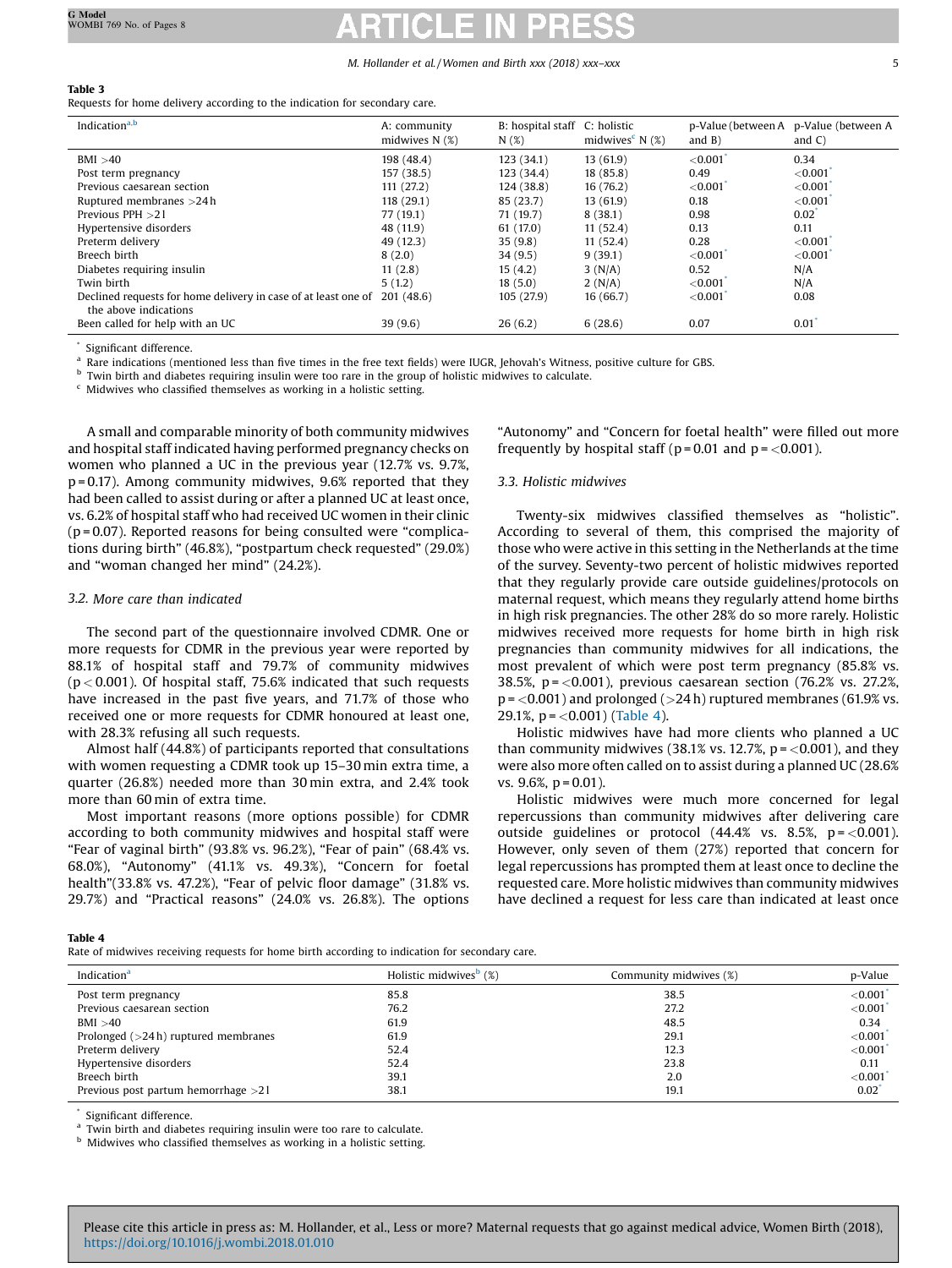**Table 3**
Requests for home delivery according to the indication for secondary care.

| Indication[a,b] | A: community midwives N (%) | B: hospital staff N (%) | C: holistic midwives[c] N (%) | p-Value (between A and B) | p-Value (between A and C) |
|---|---|---|---|---|---|
| BMI >40 | 198 (48.4) | 123 (34.1) | 13 (61.9) | <0.001* | 0.34 |
| Post term pregnancy | 157 (38.5) | 123 (34.4) | 18 (85.8) | 0.49 | <0.001* |
| Previous caesarean section | 111 (27.2) | 124 (38.8) | 16 (76.2) | <0.001* | <0.001* |
| Ruptured membranes >24 h | 118 (29.1) | 85 (23.7) | 13 (61.9) | 0.18 | <0.001* |
| Previous PPH >2 l | 77 (19.1) | 71 (19.7) | 8 (38.1) | 0.98 | 0.02* |
| Hypertensive disorders | 48 (11.9) | 61 (17.0) | 11 (52.4) | 0.13 | 0.11 |
| Preterm delivery | 49 (12.3) | 35 (9.8) | 11 (52.4) | 0.28 | <0.001* |
| Breech birth | 8 (2.0) | 34 (9.5) | 9 (39.1) | <0.001* | <0.001* |
| Diabetes requiring insulin | 11 (2.8) | 15 (4.2) | 3 (N/A) | 0.52 | N/A |
| Twin birth | 5 (1.2) | 18 (5.0) | 2 (N/A) | <0.001* | N/A |
| Declined requests for home delivery in case of at least one of the above indications | 201 (48.6) | 105 (27.9) | 16 (66.7) | <0.001* | 0.08 |
| Been called for help with an UC | 39 (9.6) | 26 (6.2) | 6 (28.6) | 0.07 | 0.01* |

\* Significant difference.
[a] Rare indications (mentioned less than five times in the free text fields) were IUGR, Jehovah's Witness, positive culture for GBS.
[b] Twin birth and diabetes requiring insulin were too rare in the group of holistic midwives to calculate.
[c] Midwives who classified themselves as working in a holistic setting.

A small and comparable minority of both community midwives and hospital staff indicated having performed pregnancy checks on women who planned a UC in the previous year (12.7% vs. 9.7%, p = 0.17). Among community midwives, 9.6% reported that they had been called to assist during or after a planned UC at least once, vs. 6.2% of hospital staff who had received UC women in their clinic (p = 0.07). Reported reasons for being consulted were "complications during birth" (46.8%), "postpartum check requested" (29.0%) and "woman changed her mind" (24.2%).

### 3.2. More care than indicated

The second part of the questionnaire involved CDMR. One or more requests for CDMR in the previous year were reported by 88.1% of hospital staff and 79.7% of community midwives ($p < 0.001$). Of hospital staff, 75.6% indicated that such requests have increased in the past five years, and 71.7% of those who received one or more requests for CDMR honoured at least one, with 28.3% refusing all such requests.

Almost half (44.8%) of participants reported that consultations with women requesting a CDMR took up 15–30 min extra time, a quarter (26.8%) needed more than 30 min extra, and 2.4% took more than 60 min of extra time.

Most important reasons (more options possible) for CDMR according to both community midwives and hospital staff were "Fear of vaginal birth" (93.8% vs. 96.2%), "Fear of pain" (68.4% vs. 68.0%), "Autonomy" (41.1% vs. 49.3%), "Concern for foetal health" (33.8% vs. 47.2%), "Fear of pelvic floor damage" (31.8% vs. 29.7%) and "Practical reasons" (24.0% vs. 26.8%). The options "Autonomy" and "Concern for foetal health" were filled out more frequently by hospital staff (p = 0.01 and p = <0.001).

### 3.3. Holistic midwives

Twenty-six midwives classified themselves as "holistic". According to several of them, this comprised the majority of those who were active in this setting in the Netherlands at the time of the survey. Seventy-two percent of holistic midwives reported that they regularly provide care outside guidelines/protocols on maternal request, which means they regularly attend home births in high risk pregnancies. The other 28% do so more rarely. Holistic midwives received more requests for home birth in high risk pregnancies than community midwives for all indications, the most prevalent of which were post term pregnancy (85.8% vs. 38.5%, p = <0.001), previous caesarean section (76.2% vs. 27.2%, p = <0.001) and prolonged (>24 h) ruptured membranes (61.9% vs. 29.1%, p = <0.001) (Table 4).

Holistic midwives have had more clients who planned a UC than community midwives (38.1% vs. 12.7%, p = <0.001), and they were also more often called on to assist during a planned UC (28.6% vs. 9.6%, p = 0.01).

Holistic midwives were much more concerned for legal repercussions than community midwives after delivering care outside guidelines or protocol (44.4% vs. 8.5%, p = <0.001). However, only seven of them (27%) reported that concern for legal repercussions has prompted them at least once to decline the requested care. More holistic midwives than community midwives have declined a request for less care than indicated at least once

**Table 4**
Rate of midwives receiving requests for home birth according to indication for secondary care.

| Indication[a] | Holistic midwives[b] (%) | Community midwives (%) | p-Value |
|---|---|---|---|
| Post term pregnancy | 85.8 | 38.5 | <0.001* |
| Previous caesarean section | 76.2 | 27.2 | <0.001* |
| BMI >40 | 61.9 | 48.5 | 0.34 |
| Prolonged (>24 h) ruptured membranes | 61.9 | 29.1 | <0.001* |
| Preterm delivery | 52.4 | 12.3 | <0.001* |
| Hypertensive disorders | 52.4 | 23.8 | 0.11 |
| Breech birth | 39.1 | 2.0 | <0.001* |
| Previous post partum hemorrhage >2 l | 38.1 | 19.1 | 0.02* |

\* Significant difference.
[a] Twin birth and diabetes requiring insulin were too rare to calculate.
[b] Midwives who classified themselves as working in a holistic setting.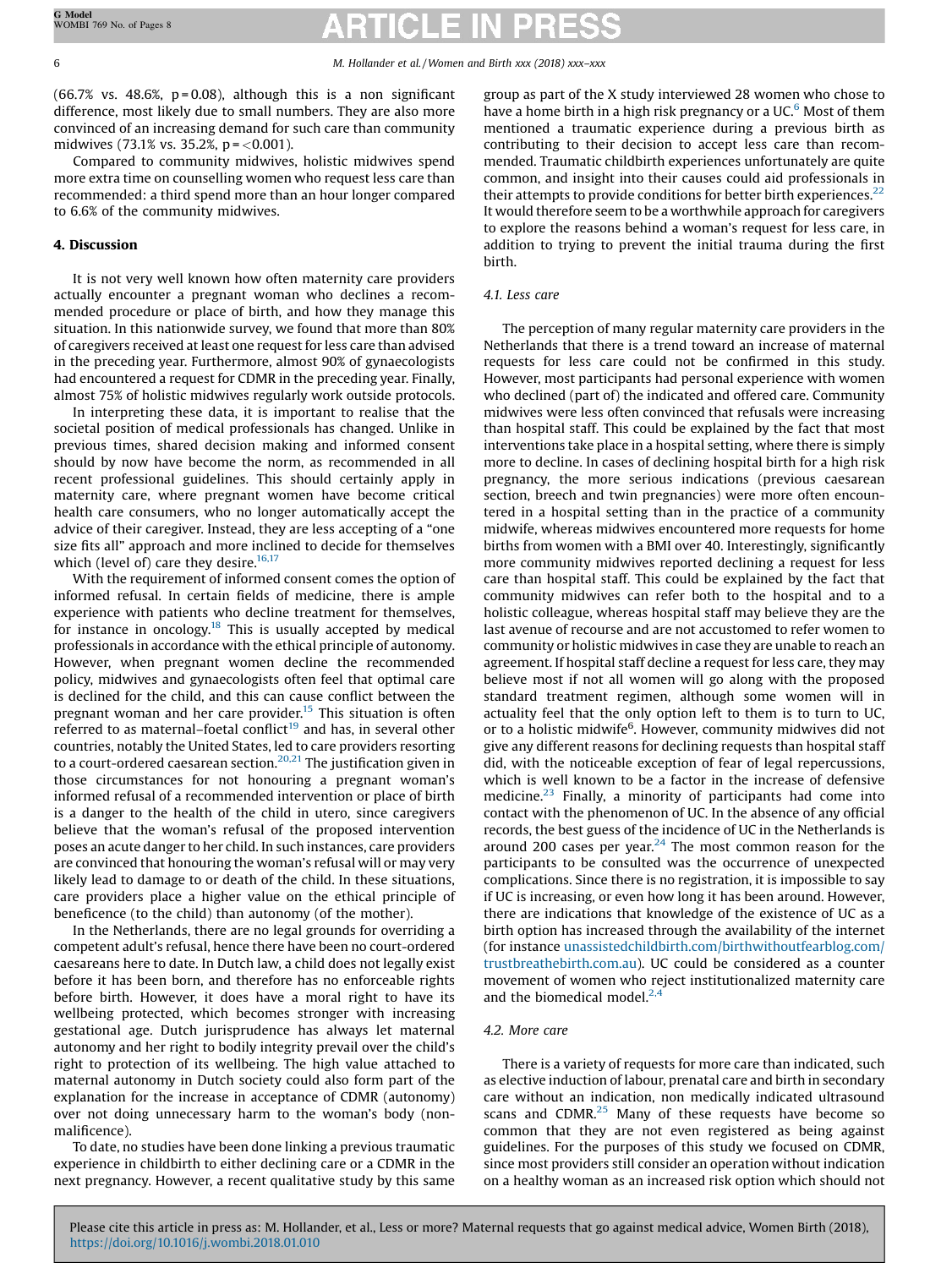(66.7% vs. 48.6%, p = 0.08), although this is a non significant difference, most likely due to small numbers. They are also more convinced of an increasing demand for such care than community midwives (73.1% vs. 35.2%, p = <0.001).

Compared to community midwives, holistic midwives spend more extra time on counselling women who request less care than recommended: a third spend more than an hour longer compared to 6.6% of the community midwives.

## 4. Discussion

It is not very well known how often maternity care providers actually encounter a pregnant woman who declines a recommended procedure or place of birth, and how they manage this situation. In this nationwide survey, we found that more than 80% of caregivers received at least one request for less care than advised in the preceding year. Furthermore, almost 90% of gynaecologists had encountered a request for CDMR in the preceding year. Finally, almost 75% of holistic midwives regularly work outside protocols.

In interpreting these data, it is important to realise that the societal position of medical professionals has changed. Unlike in previous times, shared decision making and informed consent should by now have become the norm, as recommended in all recent professional guidelines. This should certainly apply in maternity care, where pregnant women have become critical health care consumers, who no longer automatically accept the advice of their caregiver. Instead, they are less accepting of a "one size fits all" approach and more inclined to decide for themselves which (level of) care they desire.[16,17]

With the requirement of informed consent comes the option of informed refusal. In certain fields of medicine, there is ample experience with patients who decline treatment for themselves, for instance in oncology.[18] This is usually accepted by medical professionals in accordance with the ethical principle of autonomy. However, when pregnant women decline the recommended policy, midwives and gynaecologists often feel that optimal care is declined for the child, and this can cause conflict between the pregnant woman and her care provider.[15] This situation is often referred to as maternal–foetal conflict[19] and has, in several other countries, notably the United States, led to care providers resorting to a court-ordered caesarean section.[20,21] The justification given in those circumstances for not honouring a pregnant woman's informed refusal of a recommended intervention or place of birth is a danger to the health of the child in utero, since caregivers believe that the woman's refusal of the proposed intervention poses an acute danger to her child. In such instances, care providers are convinced that honouring the woman's refusal will or may very likely lead to damage to or death of the child. In these situations, care providers place a higher value on the ethical principle of beneficence (to the child) than autonomy (of the mother).

In the Netherlands, there are no legal grounds for overriding a competent adult's refusal, hence there have been no court-ordered caesareans here to date. In Dutch law, a child does not legally exist before it has been born, and therefore has no enforceable rights before birth. However, it does have a moral right to have its wellbeing protected, which becomes stronger with increasing gestational age. Dutch jurisprudence has always let maternal autonomy and her right to bodily integrity prevail over the child's right to protection of its wellbeing. The high value attached to maternal autonomy in Dutch society could also form part of the explanation for the increase in acceptance of CDMR (autonomy) over not doing unnecessary harm to the woman's body (non-malificence).

To date, no studies have been done linking a previous traumatic experience in childbirth to either declining care or a CDMR in the next pregnancy. However, a recent qualitative study by this same group as part of the X study interviewed 28 women who chose to have a home birth in a high risk pregnancy or a UC.[6] Most of them mentioned a traumatic experience during a previous birth as contributing to their decision to accept less care than recommended. Traumatic childbirth experiences unfortunately are quite common, and insight into their causes could aid professionals in their attempts to provide conditions for better birth experiences.[22] It would therefore seem to be a worthwhile approach for caregivers to explore the reasons behind a woman's request for less care, in addition to trying to prevent the initial trauma during the first birth.

### 4.1. Less care

The perception of many regular maternity care providers in the Netherlands that there is a trend toward an increase of maternal requests for less care could not be confirmed in this study. However, most participants had personal experience with women who declined (part of) the indicated and offered care. Community midwives were less often convinced that refusals were increasing than hospital staff. This could be explained by the fact that most interventions take place in a hospital setting, where there is simply more to decline. In cases of declining hospital birth for a high risk pregnancy, the more serious indications (previous caesarean section, breech and twin pregnancies) were more often encountered in a hospital setting than in the practice of a community midwife, whereas midwives encountered more requests for home births from women with a BMI over 40. Interestingly, significantly more community midwives reported declining a request for less care than hospital staff. This could be explained by the fact that community midwives can refer both to the hospital and to a holistic colleague, whereas hospital staff may believe they are the last avenue of recourse and are not accustomed to refer women to community or holistic midwives in case they are unable to reach an agreement. If hospital staff decline a request for less care, they may believe most if not all women will go along with the proposed standard treatment regimen, although some women will in actuality feel that the only option left to them is to turn to UC, or to a holistic midwife[6]. However, community midwives did not give any different reasons for declining requests than hospital staff did, with the noticeable exception of fear of legal repercussions, which is well known to be a factor in the increase of defensive medicine.[23] Finally, a minority of participants had come into contact with the phenomenon of UC. In the absence of any official records, the best guess of the incidence of UC in the Netherlands is around 200 cases per year.[24] The most common reason for the participants to be consulted was the occurrence of unexpected complications. Since there is no registration, it is impossible to say if UC is increasing, or even how long it has been around. However, there are indications that knowledge of the existence of UC as a birth option has increased through the availability of the internet (for instance unassistedchildbirth.com/birthwithoutfearblog.com/trustbreathebirth.com.au). UC could be considered as a counter movement of women who reject institutionalized maternity care and the biomedical model.[2,4]

### 4.2. More care

There is a variety of requests for more care than indicated, such as elective induction of labour, prenatal care and birth in secondary care without an indication, non medically indicated ultrasound scans and CDMR.[25] Many of these requests have become so common that they are not even registered as being against guidelines. For the purposes of this study we focused on CDMR, since most providers still consider an operation without indication on a healthy woman as an increased risk option which should not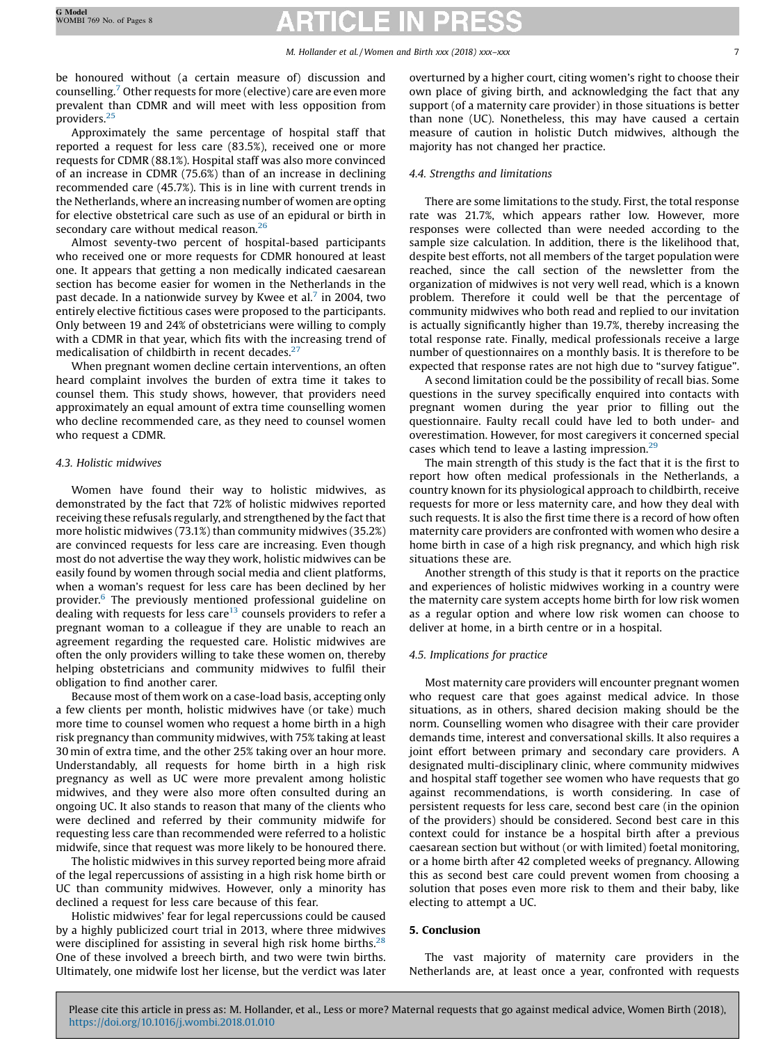be honoured without (a certain measure of) discussion and counselling.[7] Other requests for more (elective) care are even more prevalent than CDMR and will meet with less opposition from providers.[25]

Approximately the same percentage of hospital staff that reported a request for less care (83.5%), received one or more requests for CDMR (88.1%). Hospital staff was also more convinced of an increase in CDMR (75.6%) than of an increase in declining recommended care (45.7%). This is in line with current trends in the Netherlands, where an increasing number of women are opting for elective obstetrical care such as use of an epidural or birth in secondary care without medical reason.[26]

Almost seventy-two percent of hospital-based participants who received one or more requests for CDMR honoured at least one. It appears that getting a non medically indicated caesarean section has become easier for women in the Netherlands in the past decade. In a nationwide survey by Kwee et al.[7] in 2004, two entirely elective fictitious cases were proposed to the participants. Only between 19 and 24% of obstetricians were willing to comply with a CDMR in that year, which fits with the increasing trend of medicalisation of childbirth in recent decades.[27]

When pregnant women decline certain interventions, an often heard complaint involves the burden of extra time it takes to counsel them. This study shows, however, that providers need approximately an equal amount of extra time counselling women who decline recommended care, as they need to counsel women who request a CDMR.

### 4.3. Holistic midwives

Women have found their way to holistic midwives, as demonstrated by the fact that 72% of holistic midwives reported receiving these refusals regularly, and strengthened by the fact that more holistic midwives (73.1%) than community midwives (35.2%) are convinced requests for less care are increasing. Even though most do not advertise the way they work, holistic midwives can be easily found by women through social media and client platforms, when a woman's request for less care has been declined by her provider.[6] The previously mentioned professional guideline on dealing with requests for less care[13] counsels providers to refer a pregnant woman to a colleague if they are unable to reach an agreement regarding the requested care. Holistic midwives are often the only providers willing to take these women on, thereby helping obstetricians and community midwives to fulfil their obligation to find another carer.

Because most of them work on a case-load basis, accepting only a few clients per month, holistic midwives have (or take) much more time to counsel women who request a home birth in a high risk pregnancy than community midwives, with 75% taking at least 30 min of extra time, and the other 25% taking over an hour more. Understandably, all requests for home birth in a high risk pregnancy as well as UC were more prevalent among holistic midwives, and they were also more often consulted during an ongoing UC. It also stands to reason that many of the clients who were declined and referred by their community midwife for requesting less care than recommended were referred to a holistic midwife, since that request was more likely to be honoured there.

The holistic midwives in this survey reported being more afraid of the legal repercussions of assisting in a high risk home birth or UC than community midwives. However, only a minority has declined a request for less care because of this fear.

Holistic midwives' fear for legal repercussions could be caused by a highly publicized court trial in 2013, where three midwives were disciplined for assisting in several high risk home births.[28] One of these involved a breech birth, and two were twin births. Ultimately, one midwife lost her license, but the verdict was later overturned by a higher court, citing women's right to choose their own place of giving birth, and acknowledging the fact that any support (of a maternity care provider) in those situations is better than none (UC). Nonetheless, this may have caused a certain measure of caution in holistic Dutch midwives, although the majority has not changed her practice.

### 4.4. Strengths and limitations

There are some limitations to the study. First, the total response rate was 21.7%, which appears rather low. However, more responses were collected than were needed according to the sample size calculation. In addition, there is the likelihood that, despite best efforts, not all members of the target population were reached, since the call section of the newsletter from the organization of midwives is not very well read, which is a known problem. Therefore it could well be that the percentage of community midwives who both read and replied to our invitation is actually significantly higher than 19.7%, thereby increasing the total response rate. Finally, medical professionals receive a large number of questionnaires on a monthly basis. It is therefore to be expected that response rates are not high due to "survey fatigue".

A second limitation could be the possibility of recall bias. Some questions in the survey specifically enquired into contacts with pregnant women during the year prior to filling out the questionnaire. Faulty recall could have led to both under- and overestimation. However, for most caregivers it concerned special cases which tend to leave a lasting impression.[29]

The main strength of this study is the fact that it is the first to report how often medical professionals in the Netherlands, a country known for its physiological approach to childbirth, receive requests for more or less maternity care, and how they deal with such requests. It is also the first time there is a record of how often maternity care providers are confronted with women who desire a home birth in case of a high risk pregnancy, and which high risk situations these are.

Another strength of this study is that it reports on the practice and experiences of holistic midwives working in a country were the maternity care system accepts home birth for low risk women as a regular option and where low risk women can choose to deliver at home, in a birth centre or in a hospital.

### 4.5. Implications for practice

Most maternity care providers will encounter pregnant women who request care that goes against medical advice. In those situations, as in others, shared decision making should be the norm. Counselling women who disagree with their care provider demands time, interest and conversational skills. It also requires a joint effort between primary and secondary care providers. A designated multi-disciplinary clinic, where community midwives and hospital staff together see women who have requests that go against recommendations, is worth considering. In case of persistent requests for less care, second best care (in the opinion of the providers) should be considered. Second best care in this context could for instance be a hospital birth after a previous caesarean section but without (or with limited) foetal monitoring, or a home birth after 42 completed weeks of pregnancy. Allowing this as second best care could prevent women from choosing a solution that poses even more risk to them and their baby, like electing to attempt a UC.

## 5. Conclusion

The vast majority of maternity care providers in the Netherlands are, at least once a year, confronted with requests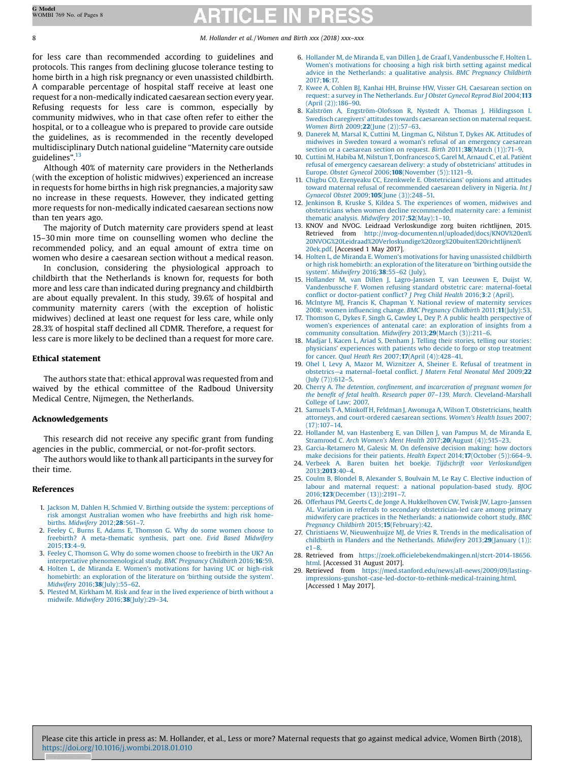for less care than recommended according to guidelines and protocols. This ranges from declining glucose tolerance testing to home birth in a high risk pregnancy or even unassisted childbirth. A comparable percentage of hospital staff receive at least one request for a non-medically indicated caesarean section every year. Refusing requests for less care is common, especially by community midwives, who in that case often refer to either the hospital, or to a colleague who is prepared to provide care outside the guidelines, as is recommended in the recently developed multidisciplinary Dutch national guideline "Maternity care outside guidelines".[13]

Although 40% of maternity care providers in the Netherlands (with the exception of holistic midwives) experienced an increase in requests for home births in high risk pregnancies, a majority saw no increase in these requests. However, they indicated getting more requests for non-medically indicated caesarean sections now than ten years ago.

The majority of Dutch maternity care providers spend at least 15–30 min more time on counselling women who decline the recommended policy, and an equal amount of extra time on women who desire a caesarean section without a medical reason.

In conclusion, considering the physiological approach to childbirth that the Netherlands is known for, requests for both more and less care than indicated during pregnancy and childbirth are about equally prevalent. In this study, 39.6% of hospital and community maternity carers (with the exception of holistic midwives) declined at least one request for less care, while only 28.3% of hospital staff declined all CDMR. Therefore, a request for less care is more likely to be declined than a request for more care.

## Ethical statement

The authors state that: ethical approval was requested from and waived by the ethical committee of the Radboud University Medical Centre, Nijmegen, the Netherlands.

## Acknowledgements

This research did not receive any specific grant from funding agencies in the public, commercial, or not-for-profit sectors.

The authors would like to thank all participants in the survey for their time.

## References

1. Jackson M, Dahlen H, Schmied V. Birthing outside the system: perceptions of risk amongst Australian women who have freebirths and high risk homebirths. *Midwifery* 2012;**28**:561–7.
2. Feeley C, Burns E, Adams E, Thomson G. Why do some women choose to freebirth? A meta-thematic synthesis, part one. *Evid Based Midwifery* 2015;**13**:4–9.
3. Feeley C, Thomson G. Why do some women choose to freebirth in the UK? An interpretative phenomenological study. *BMC Pregnancy Childbirth* 2016;**16**:59.
4. Holten L, de Miranda E. Women's motivations for having UC or high-risk homebirth: an exploration of the literature on 'birthing outside the system'. *Midwifery* 2016;**38**(July):55–62.
5. Plested M, Kirkham M. Risk and fear in the lived experience of birth without a midwife. *Midwifery* 2016;**38**(July):29–34.
6. Hollander M, de Miranda E, van Dillen J, de Graaf I, Vandenbussche F, Holten L. Women's motivations for choosing a high risk birth setting against medical advice in the Netherlands: a qualitative analysis. *BMC Pregnancy Childbirth* 2017;**16**:17.
7. Kwee A, Cohlen BJ, Kanhai HH, Bruinse HW, Visser GH. Caesarean section on request: a survey in The Netherlands. *Eur J Obstet Gynecol Reprod Biol* 2004;**113** (April (2)):186–90.
8. Kalström A, Engström-Olofsson R, Nystedt A, Thomas J, Hildingsson I. Swedisch caregivers' attitudes towards caesarean section on maternal request. *Women Birth* 2009;**22**(June (2)):57–63.
9. Danerek M, Marsal K, Cuttini M, Lingman G, Nilstun T, Dykes AK. Attitudes of midwives in Sweden toward a woman's refusal of an emergency caesarean section or a caesarean section on request. *Birth* 2011;**38**(March (1)):71–9.
10. Cuttini M, Habiba M, Nilstun T, Donfrancesco S, Garel M, Arnaud C, et al. Patiënt refusal of emergency caesarean delivery: a study of obstetricians' attitudes in Europe. *Obstet Gynecol* 2006;**108**(November (5)):1121–9.
11. Chigbu CO, Ezenyeaku CC, Ezenkwele E. Obstetricians' opinions and attitudes toward maternal refusal of recommended caesarean delivery in Nigeria. *Int J Gynaecol Obstet* 2009;**105**(June (3)):248–51.
12. Jenkinson B, Kruske S, Kildea S. The experiences of women, midwives and obstetricians when women decline recommended maternity care: a feminist thematic analysis. *Midwifery* 2017;**52**(May):1–10.
13. KNOV and NVOG. Leidraad Verloskundige zorg buiten richtlijnen, 2015. Retrieved from http://nvog-documenten.nl/uploaded/docs/KNOV%20en%20NVOG%20Leidraad%20Verloskundige%20zorg%20buiten%20richtlijnen%20ek.pdf. [Accessed 1 May 2017].
14. Holten L, de Miranda E. Women's motivations for having unassisted childbirth or high risk homebirth: an exploration of the literature on 'birthing outside the system'. *Midwifery* 2016;**38**:55–62 (July).
15. Hollander M, van Dillen J, Lagro-Janssen T, van Leeuwen E, Duijst W, Vandenbussche F. Women refusing standard obstetric care: maternal-fetal conflict or doctor-patient conflict? *J Preg Child Health* 2016;**3**:2 (April).
16. McIntyre MJ, Francis K, Chapman Y. National review of maternity services 2008: women influencing change. *BMC Pregnancy Childbirth* 2011;**11**(July):53.
17. Thomson G, Dykes F, Singh G, Cawley L, Dey P. A public health perspective of women's experiences of antenatal care: an exploration of insights from a community consultation. *Midwifery* 2013;**29**(March (3)):211–6.
18. Madjar I, Kacen L, Ariad S, Denham J. Telling their stories, telling our stories: physicians' experiences with patients who decide to forgo or stop treatment for cancer. *Qual Heath Res* 2007;**17**(April (4)):428–41.
19. Ohel I, Levy A, Mazor M, Wiznitzer A, Sheiner E. Refusal of treatment in obstetrics—a maternal–foetal conflict. *J Matern Fetal Neonatal Med* 2009;**22** (July (7)):612–5.
20. Cherry A. *The detention, confinement, and incarceration of pregnant women for the benefit of fetal health. Research paper 07–139, March*. Cleveland-Marshall College of Law; 2007.
21. Samuels T-A, Minkoff H, Feldman J, Awonuga A, Wilson T. Obstetricians, health attorneys, and court-ordered caesarean sections. *Women's Health Issues* 2007;(17):107–14.
22. Hollander M, van Hastenberg E, van Dillen J, van Pampus M, de Miranda E, Stramrood C. *Arch Women's Ment Health* 2017;**20**(August (4)):515–23.
23. Garcia-Retamero M, Galesic M. On defensive decision making: how doctors make decisions for their patients. *Health Expect* 2014;**17**(October (5)):664–9.
24. Verbeek A. Baren buiten het boekje. *Tijdschrift voor Verloskundigen* 2013;**2013**:40–4.
25. Coulm B, Blondel B, Alexander S, Boulvain M, Le Ray C. Elective induction of labour and maternal request: a national population-based study. *BJOG* 2016;**123**(December (13)):2191–7.
26. Offerhaus PM, Geerts C, de Jonge A, Hukkelhoven CW, Twisk JW, Lagro-Janssen AL. Variation in referrals to secondary obstetrician-led care among primary midwifery care practices in the Netherlands: a nationwide cohort study. *BMC Pregnancy Childbirth* 2015;**15**(February):42.
27. Christiaens W, Nieuwenhuijze MJ, de Vries R. Trends in the medicalisation of childbirth in Flanders and the Netherlands. *Midwifery* 2013;**29**(January (1)): e1–8.
28. Retrieved from https://zoek.officielebekendmakingen.nl/stcrt-2014-18656.html. [Accessed 31 August 2017].
29. Retrieved from https://med.stanford.edu/news/all-news/2009/09/lasting-impressions-gunshot-case-led-doctor-to-rethink-medical-training.html. [Accessed 1 May 2017].